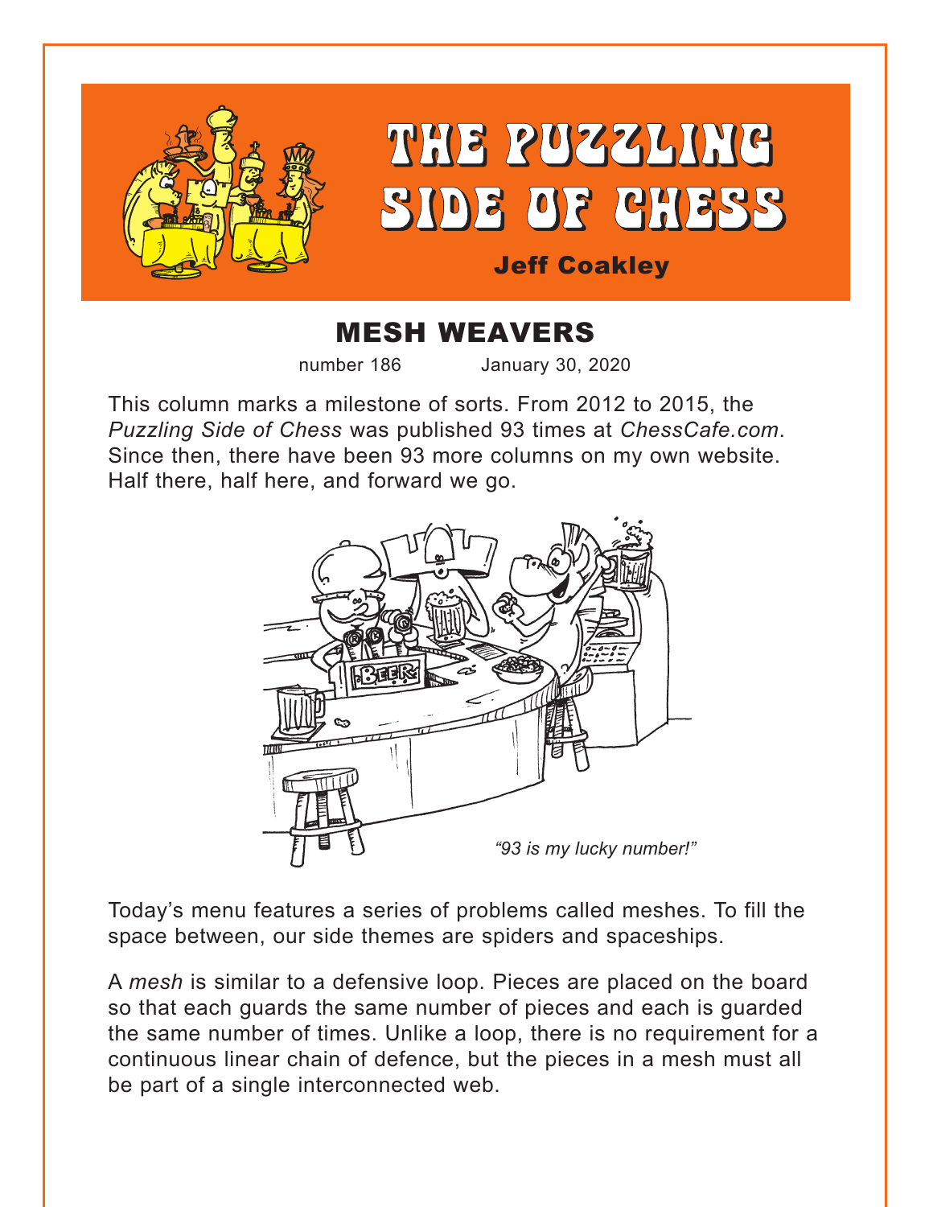# THE PUZZLING SIDE OF CHESS

**Jeff Coakley**

## MESH WEAVERS

number 186 January 30, 2020

This column marks a milestone of sorts. From 2012 to 2015, the *Puzzling Side of Chess* was published 93 times at *ChessCafe.com*. Since then, there have been 93 more columns on my own website. Half there, half here, and forward we go.

*"93 is my lucky number!"*

Today's menu features a series of problems called meshes. To fill the space between, our side themes are spiders and spaceships.

A *mesh* is similar to a defensive loop. Pieces are placed on the board so that each guards the same number of pieces and each is guarded the same number of times. Unlike a loop, there is no requirement for a continuous linear chain of defence, but the pieces in a mesh must all be part of a single interconnected web.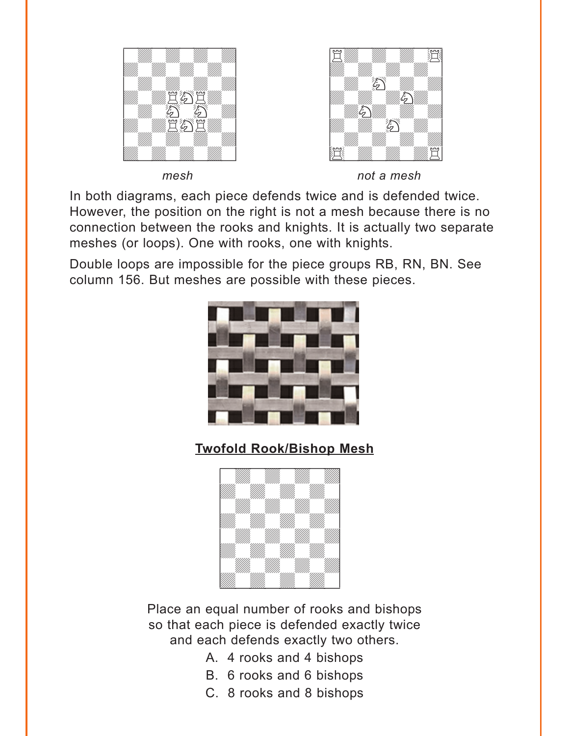*mesh*

*not a mesh*

In both diagrams, each piece defends twice and is defended twice. However, the position on the right is not a mesh because there is no connection between the rooks and knights. It is actually two separate meshes (or loops). One with rooks, one with knights.

Double loops are impossible for the piece groups RB, RN, BN. See column 156. But meshes are possible with these pieces.

**Twofold Rook/Bishop Mesh**

Place an equal number of rooks and bishops so that each piece is defended exactly twice and each defends exactly two others.

A. 4 rooks and 4 bishops
B. 6 rooks and 6 bishops
C. 8 rooks and 8 bishops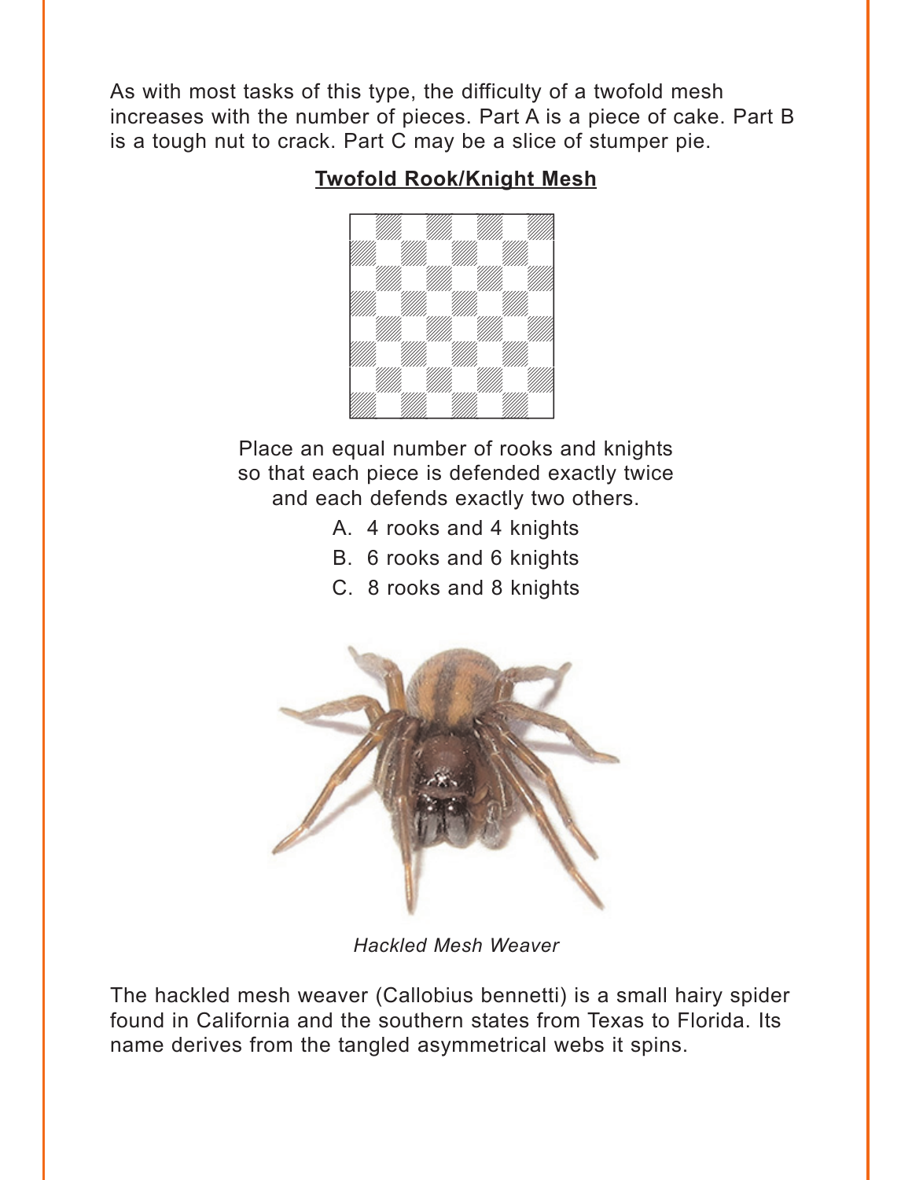As with most tasks of this type, the difficulty of a twofold mesh increases with the number of pieces. Part A is a piece of cake. Part B is a tough nut to crack. Part C may be a slice of stumper pie.

## Twofold Rook/Knight Mesh

Place an equal number of rooks and knights so that each piece is defended exactly twice and each defends exactly two others.

A. 4 rooks and 4 knights

B. 6 rooks and 6 knights

C. 8 rooks and 8 knights

*Hackled Mesh Weaver*

The hackled mesh weaver (Callobius bennetti) is a small hairy spider found in California and the southern states from Texas to Florida. Its name derives from the tangled asymmetrical webs it spins.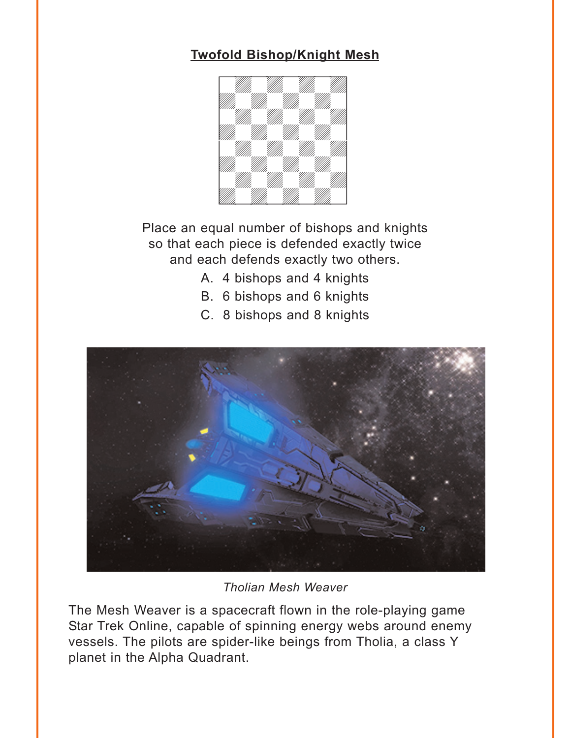**Twofold Bishop/Knight Mesh**

Place an equal number of bishops and knights so that each piece is defended exactly twice and each defends exactly two others.

A. 4 bishops and 4 knights

B. 6 bishops and 6 knights

C. 8 bishops and 8 knights

*Tholian Mesh Weaver*

The Mesh Weaver is a spacecraft flown in the role-playing game Star Trek Online, capable of spinning energy webs around enemy vessels. The pilots are spider-like beings from Tholia, a class Y planet in the Alpha Quadrant.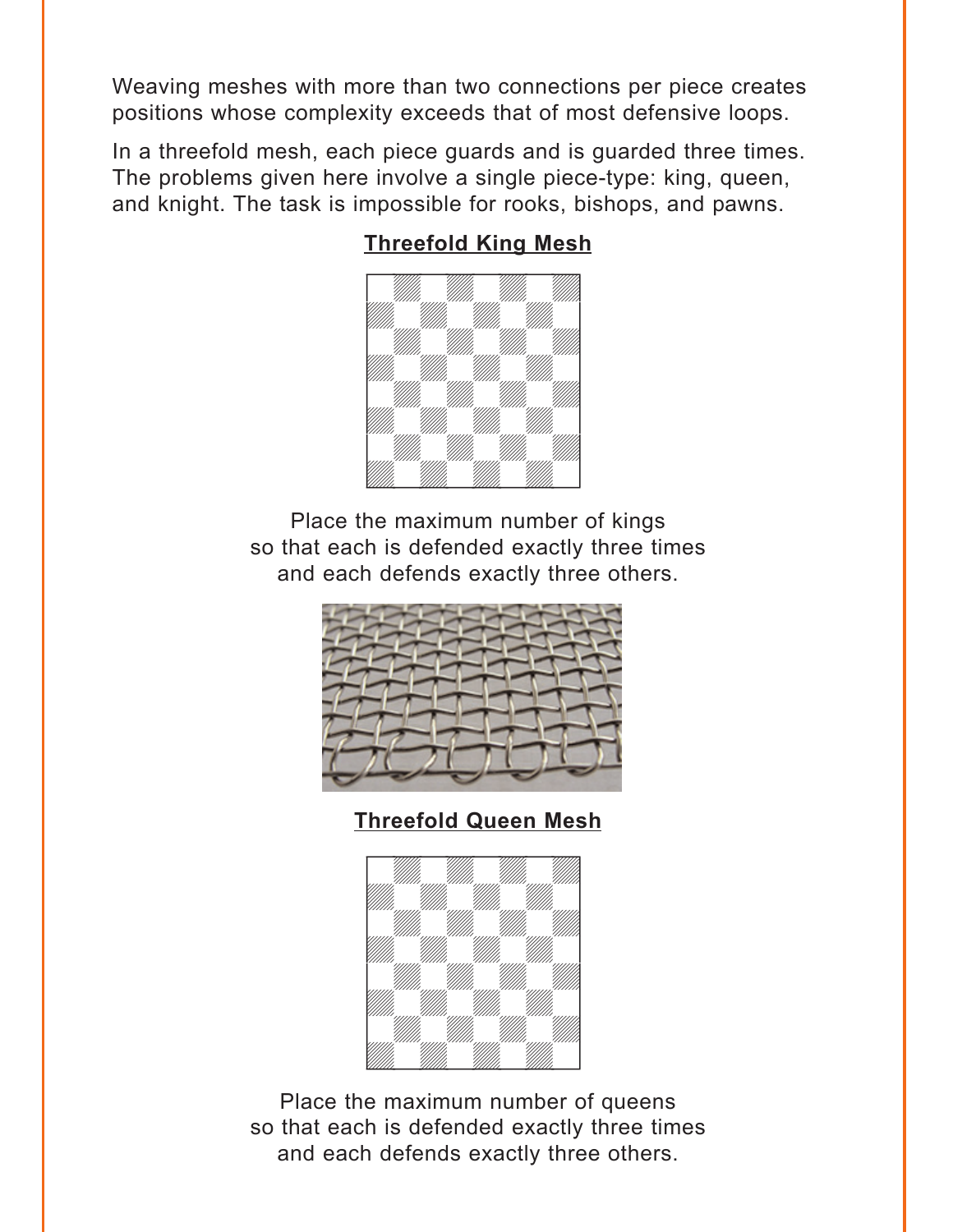Weaving meshes with more than two connections per piece creates positions whose complexity exceeds that of most defensive loops.

In a threefold mesh, each piece guards and is guarded three times. The problems given here involve a single piece-type: king, queen, and knight. The task is impossible for rooks, bishops, and pawns.

## Threefold King Mesh

Place the maximum number of kings so that each is defended exactly three times and each defends exactly three others.

## Threefold Queen Mesh

Place the maximum number of queens so that each is defended exactly three times and each defends exactly three others.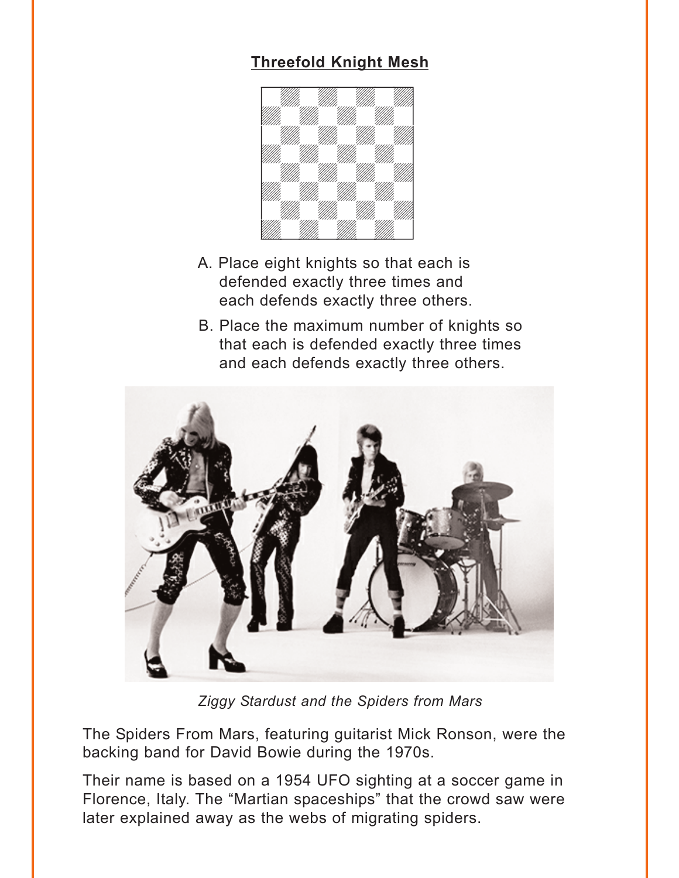**Threefold Knight Mesh**

A. Place eight knights so that each is defended exactly three times and each defends exactly three others.

B. Place the maximum number of knights so that each is defended exactly three times and each defends exactly three others.

*Ziggy Stardust and the Spiders from Mars*

The Spiders From Mars, featuring guitarist Mick Ronson, were the backing band for David Bowie during the 1970s.

Their name is based on a 1954 UFO sighting at a soccer game in Florence, Italy. The "Martian spaceships" that the crowd saw were later explained away as the webs of migrating spiders.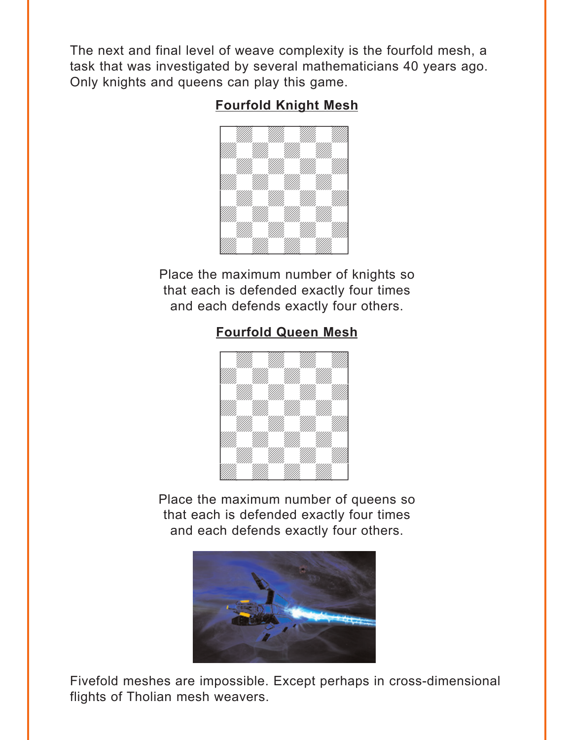The next and final level of weave complexity is the fourfold mesh, a task that was investigated by several mathematicians 40 years ago. Only knights and queens can play this game.

**Fourfold Knight Mesh**

Place the maximum number of knights so that each is defended exactly four times and each defends exactly four others.

**Fourfold Queen Mesh**

Place the maximum number of queens so that each is defended exactly four times and each defends exactly four others.

Fivefold meshes are impossible. Except perhaps in cross-dimensional flights of Tholian mesh weavers.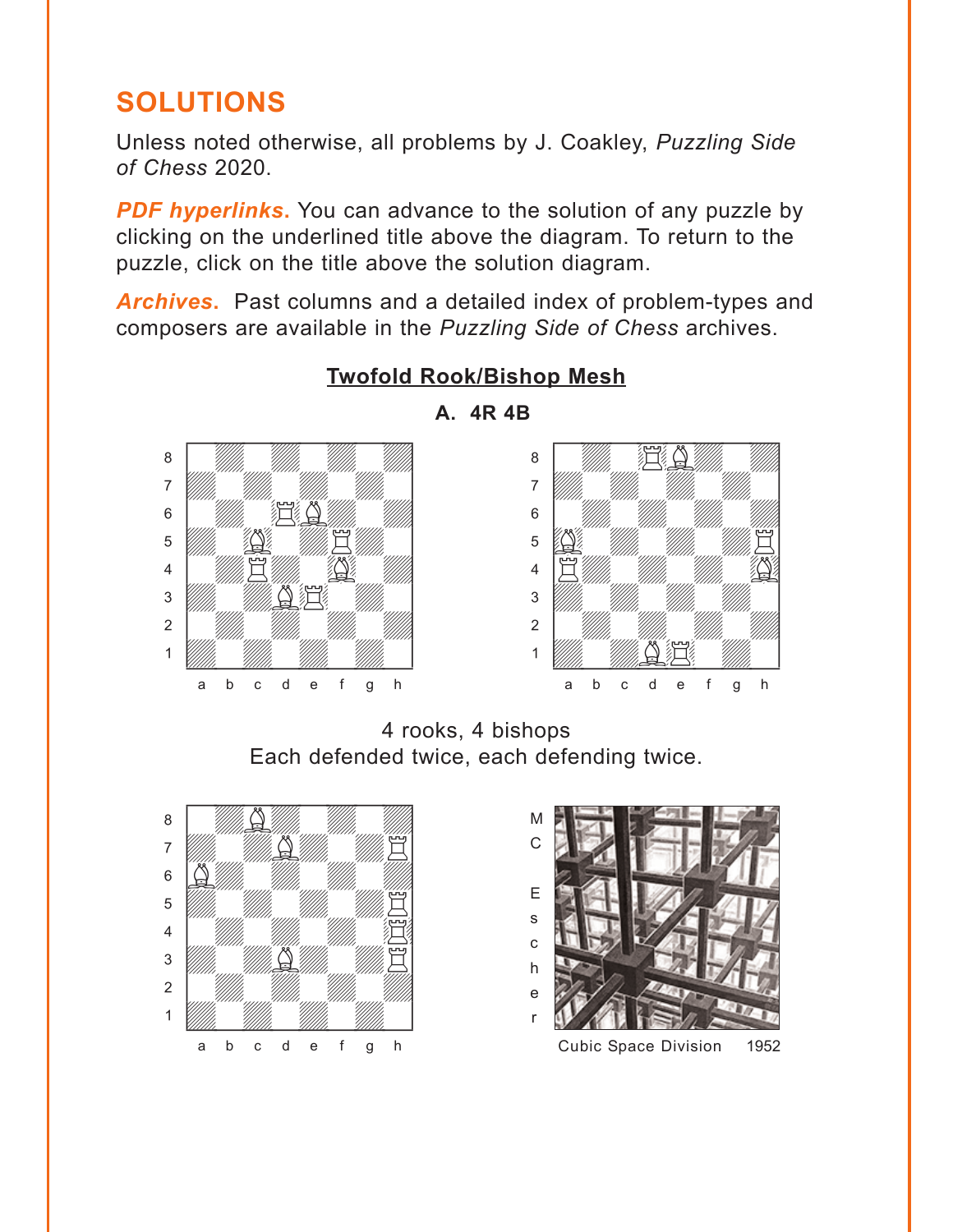# SOLUTIONS

Unless noted otherwise, all problems by J. Coakley, *Puzzling Side of Chess* 2020.

***PDF hyperlinks.*** You can advance to the solution of any puzzle by clicking on the underlined title above the diagram. To return to the puzzle, click on the title above the solution diagram.

***Archives.*** Past columns and a detailed index of problem-types and composers are available in the *Puzzling Side of Chess* archives.

## Twofold Rook/Bishop Mesh

**A. 4R 4B**

4 rooks, 4 bishops
Each defended twice, each defending twice.

M C Escher

Cubic Space Division 1952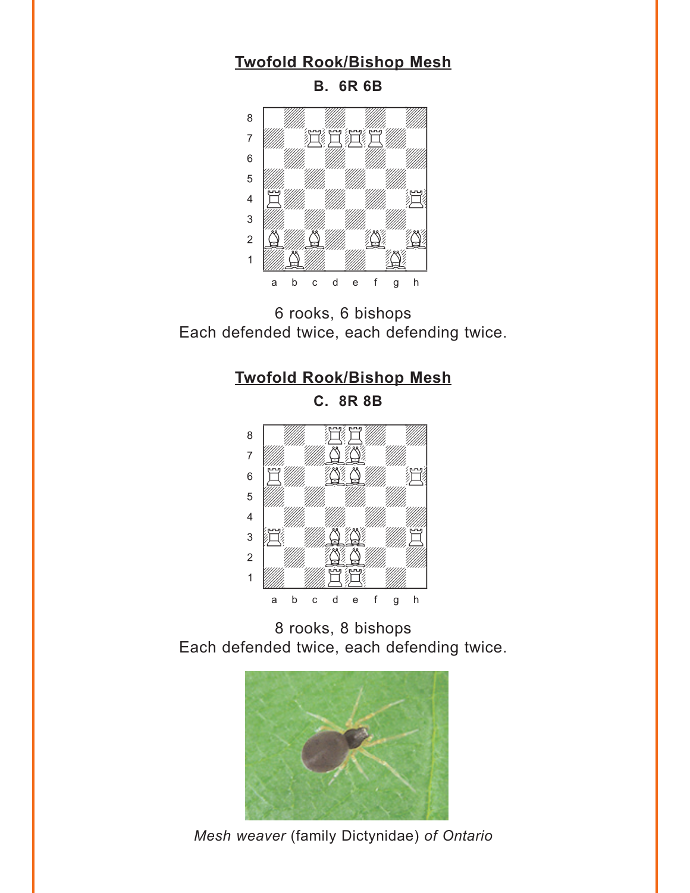**Twofold Rook/Bishop Mesh**

**B. 6R 6B**

6 rooks, 6 bishops
Each defended twice, each defending twice.

**Twofold Rook/Bishop Mesh**

**C. 8R 8B**

8 rooks, 8 bishops
Each defended twice, each defending twice.

*Mesh weaver* (family Dictynidae) *of Ontario*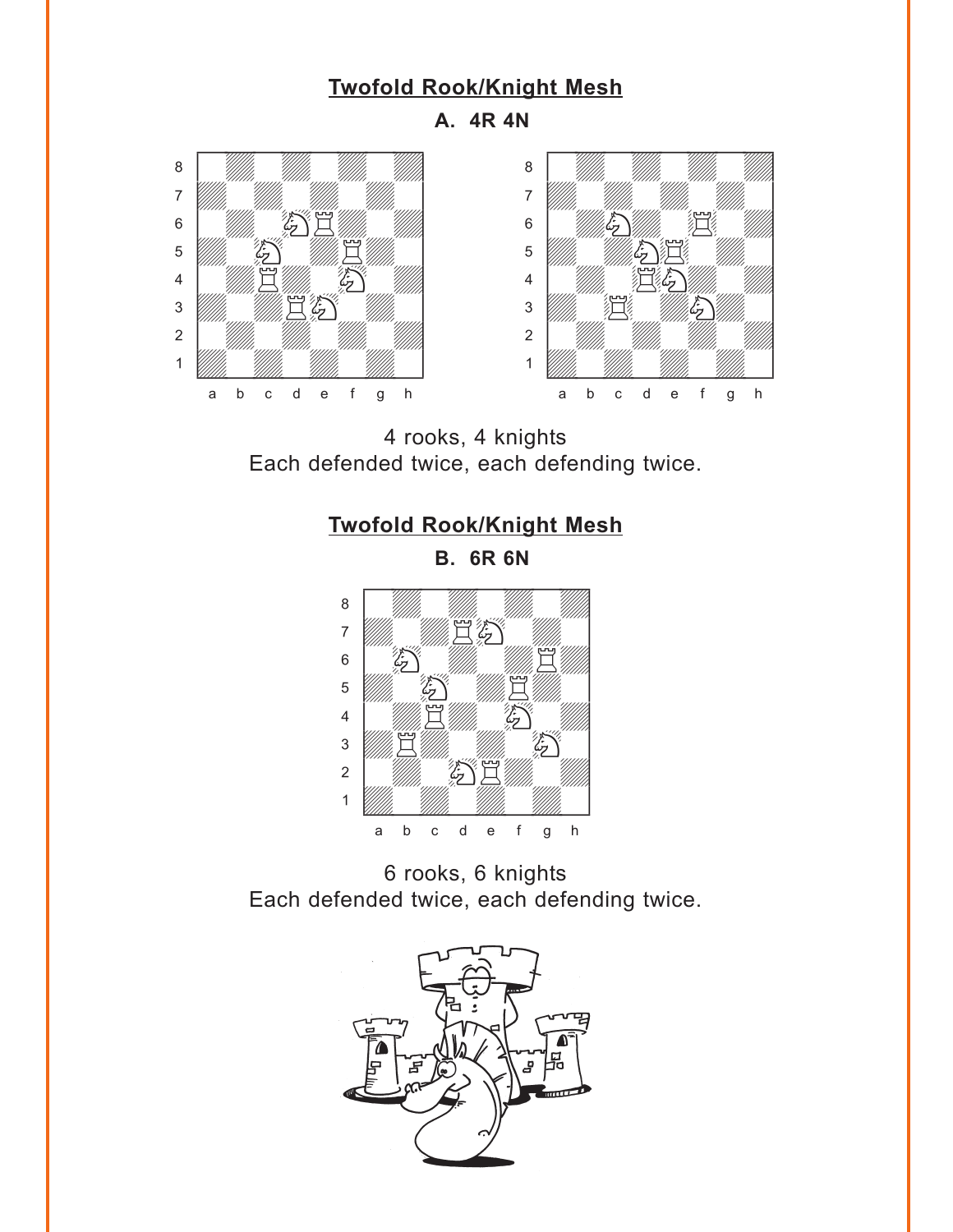## Twofold Rook/Knight Mesh

**A. 4R 4N**

4 rooks, 4 knights
Each defended twice, each defending twice.

## Twofold Rook/Knight Mesh

**B. 6R 6N**

6 rooks, 6 knights
Each defended twice, each defending twice.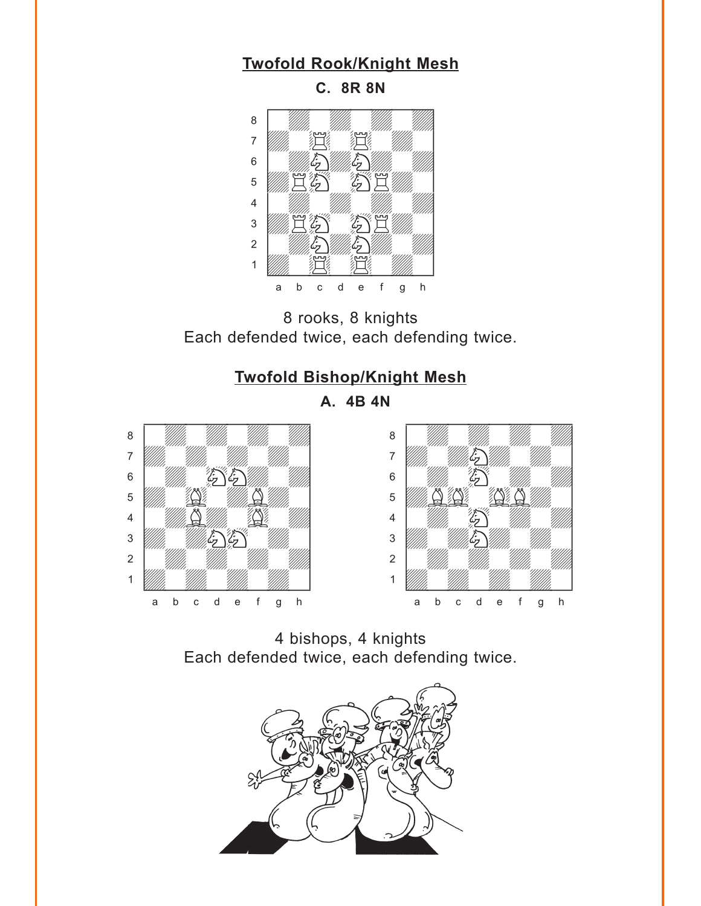## Twofold Rook/Knight Mesh

**C. 8R 8N**

8 rooks, 8 knights
Each defended twice, each defending twice.

## Twofold Bishop/Knight Mesh

**A. 4B 4N**

4 bishops, 4 knights
Each defended twice, each defending twice.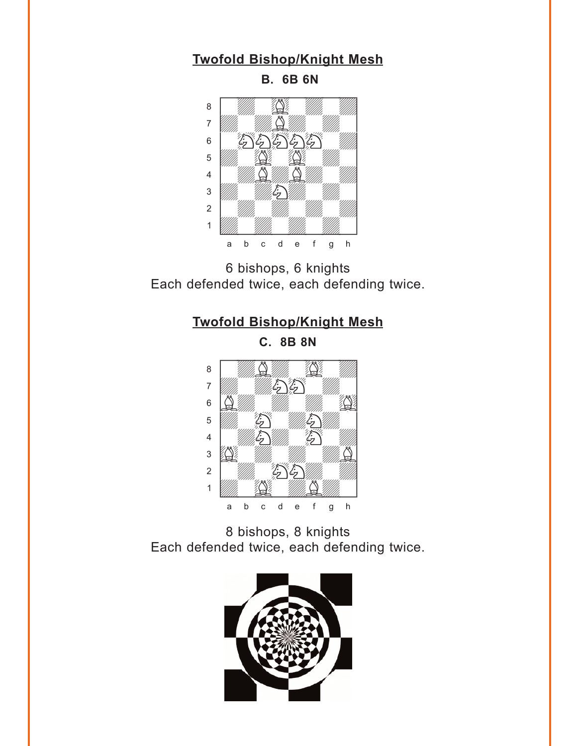## Twofold Bishop/Knight Mesh

**B. 6B 6N**

6 bishops, 6 knights
Each defended twice, each defending twice.

## Twofold Bishop/Knight Mesh

**C. 8B 8N**

8 bishops, 8 knights
Each defended twice, each defending twice.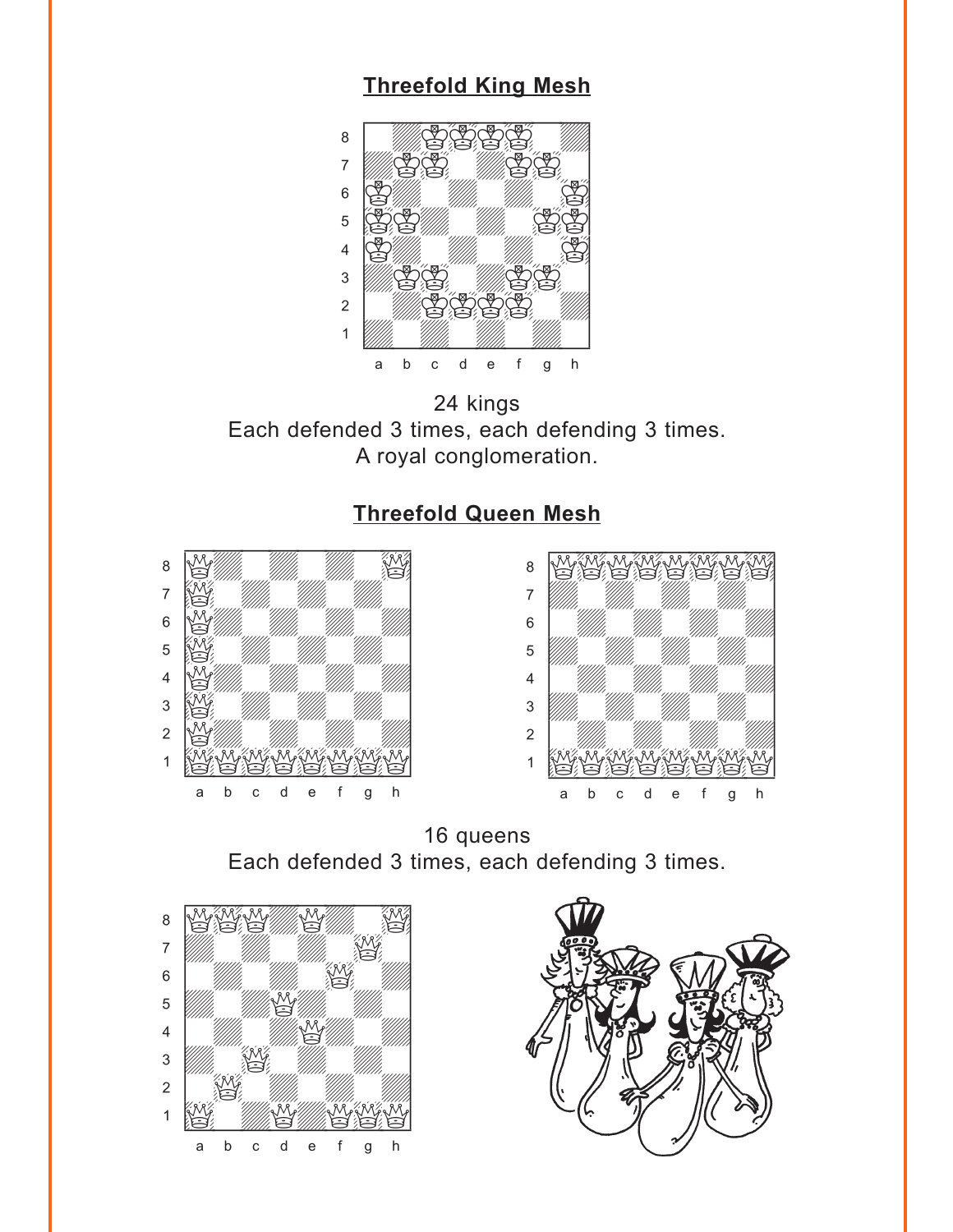## Threefold King Mesh

24 kings
Each defended 3 times, each defending 3 times.
A royal conglomeration.

## Threefold Queen Mesh

16 queens
Each defended 3 times, each defending 3 times.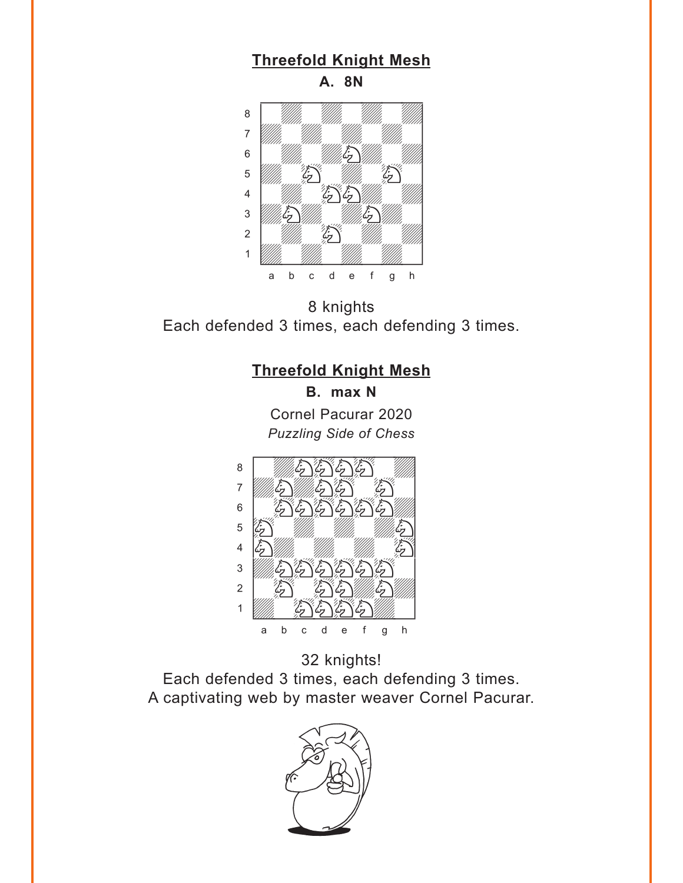## Threefold Knight Mesh

**A. 8N**

8 knights
Each defended 3 times, each defending 3 times.

## Threefold Knight Mesh

**B. max N**

Cornel Pacurar 2020
*Puzzling Side of Chess*

32 knights!
Each defended 3 times, each defending 3 times.
A captivating web by master weaver Cornel Pacurar.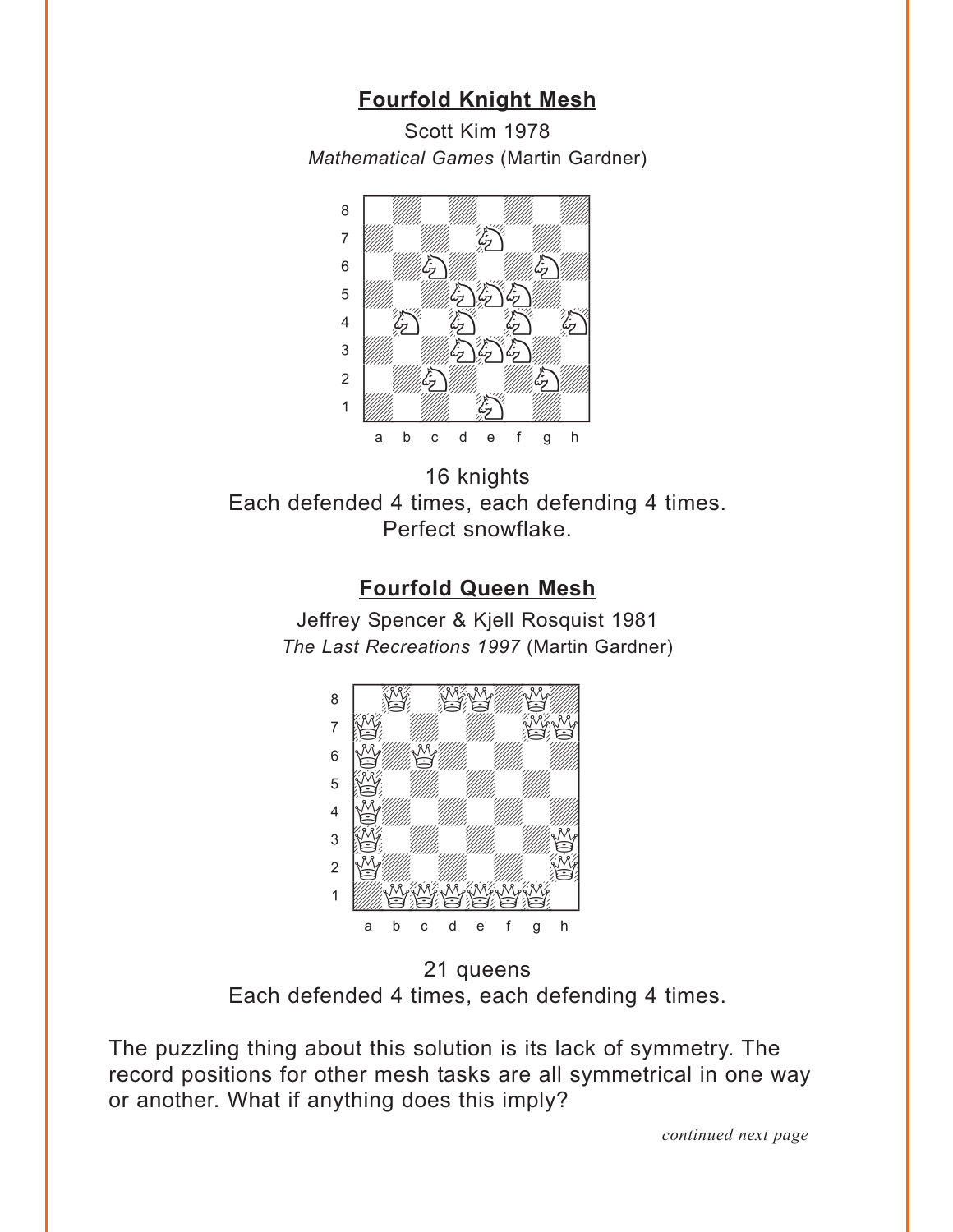## Fourfold Knight Mesh

Scott Kim 1978

*Mathematical Games* (Martin Gardner)

16 knights

Each defended 4 times, each defending 4 times.

Perfect snowflake.

## Fourfold Queen Mesh

Jeffrey Spencer & Kjell Rosquist 1981

*The Last Recreations 1997* (Martin Gardner)

21 queens

Each defended 4 times, each defending 4 times.

The puzzling thing about this solution is its lack of symmetry. The record positions for other mesh tasks are all symmetrical in one way or another. What if anything does this imply?

*continued next page*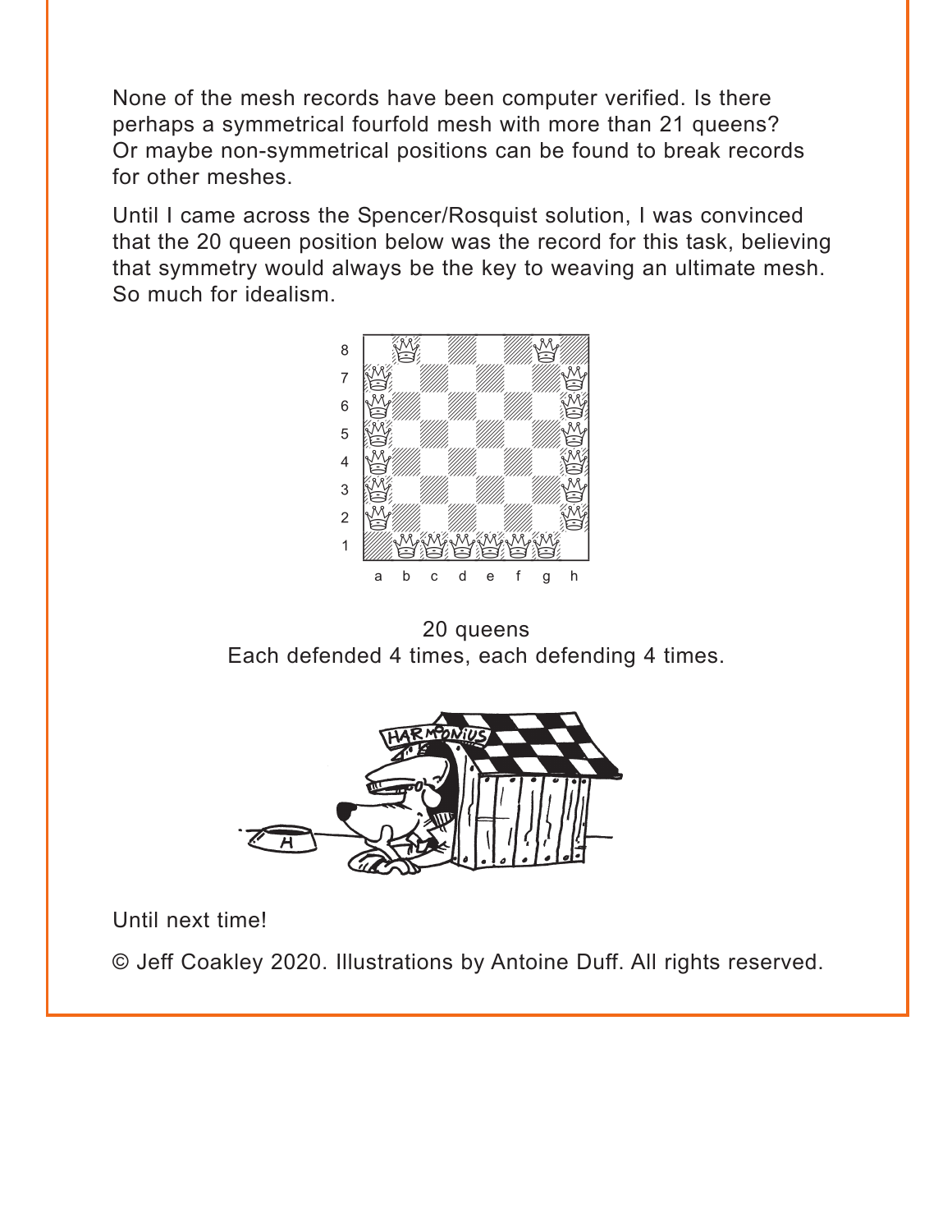None of the mesh records have been computer verified. Is there perhaps a symmetrical fourfold mesh with more than 21 queens? Or maybe non-symmetrical positions can be found to break records for other meshes.

Until I came across the Spencer/Rosquist solution, I was convinced that the 20 queen position below was the record for this task, believing that symmetry would always be the key to weaving an ultimate mesh. So much for idealism.

20 queens
Each defended 4 times, each defending 4 times.

Until next time!

© Jeff Coakley 2020. Illustrations by Antoine Duff. All rights reserved.